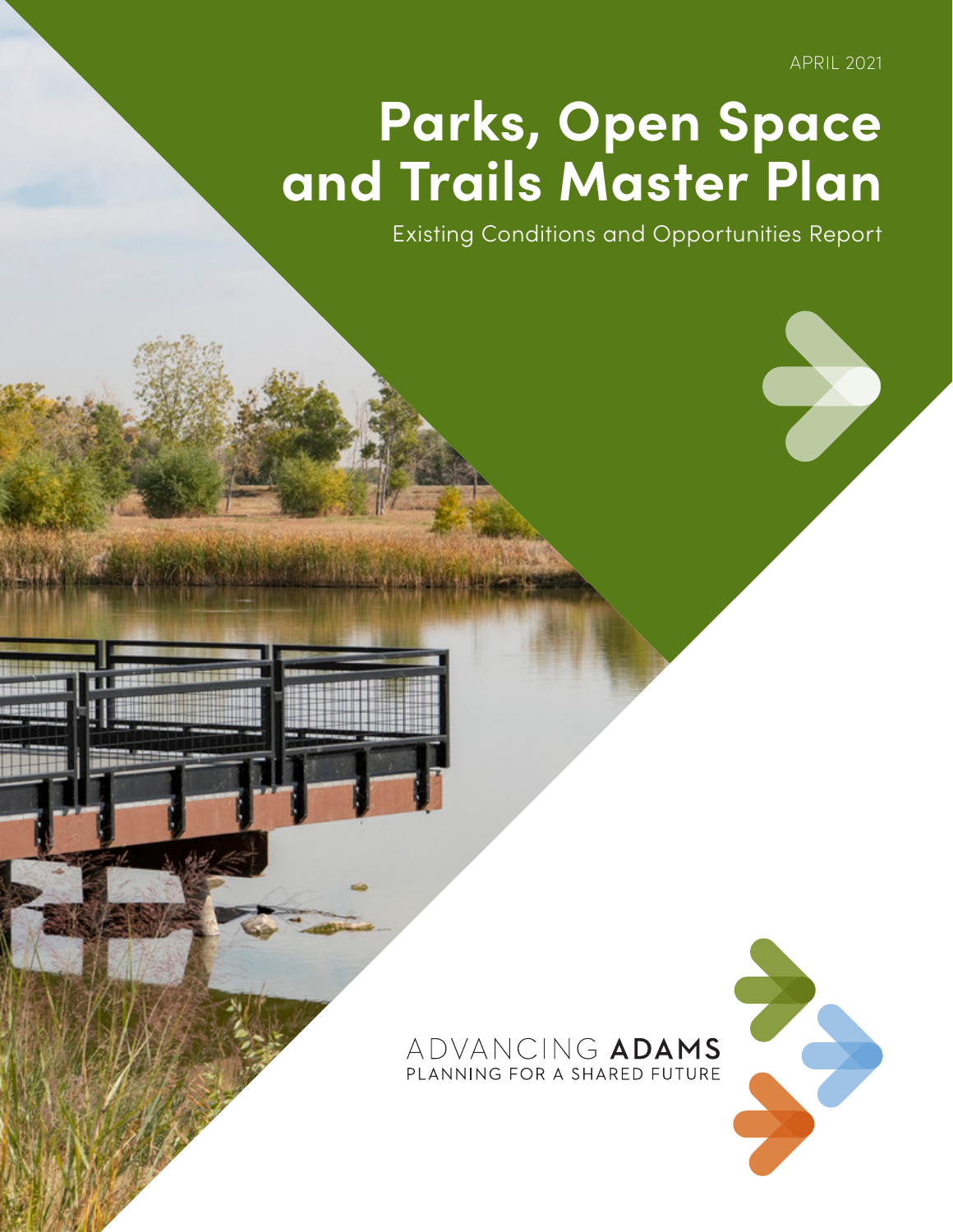APRIL 2021

# Parks, Open Space and Trails Master Plan

Existing Conditions and Opportunities Report

ADVANCING **ADAMS**
PLANNING FOR A SHARED FUTURE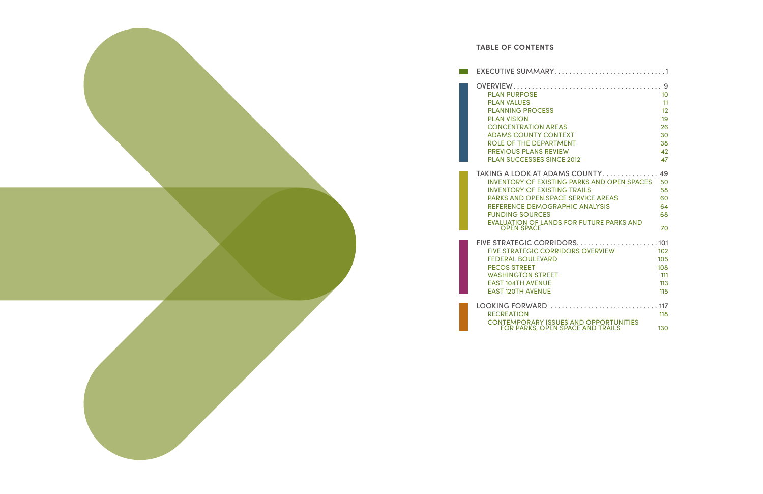## TABLE OF CONTENTS

| | |
|---|---|
| EXECUTIVE SUMMARY | 1 |
| OVERVIEW | 9 |
| PLAN PURPOSE | 10 |
| PLAN VALUES | 11 |
| PLANNING PROCESS | 12 |
| PLAN VISION | 19 |
| CONCENTRATION AREAS | 26 |
| ADAMS COUNTY CONTEXT | 30 |
| ROLE OF THE DEPARTMENT | 38 |
| PREVIOUS PLANS REVIEW | 42 |
| PLAN SUCCESSES SINCE 2012 | 47 |
| TAKING A LOOK AT ADAMS COUNTY | 49 |
| INVENTORY OF EXISTING PARKS AND OPEN SPACES | 50 |
| INVENTORY OF EXISTING TRAILS | 58 |
| PARKS AND OPEN SPACE SERVICE AREAS | 60 |
| REFERENCE DEMOGRAPHIC ANALYSIS | 64 |
| FUNDING SOURCES | 68 |
| EVALUATION OF LANDS FOR FUTURE PARKS AND OPEN SPACE | 70 |
| FIVE STRATEGIC CORRIDORS | 101 |
| FIVE STRATEGIC CORRIDORS OVERVIEW | 102 |
| FEDERAL BOULEVARD | 105 |
| PECOS STREET | 108 |
| WASHINGTON STREET | 111 |
| EAST 104TH AVENUE | 113 |
| EAST 120TH AVENUE | 115 |
| LOOKING FORWARD | 117 |
| RECREATION | 118 |
| CONTEMPORARY ISSUES AND OPPORTUNITIES FOR PARKS, OPEN SPACE AND TRAILS | 130 |